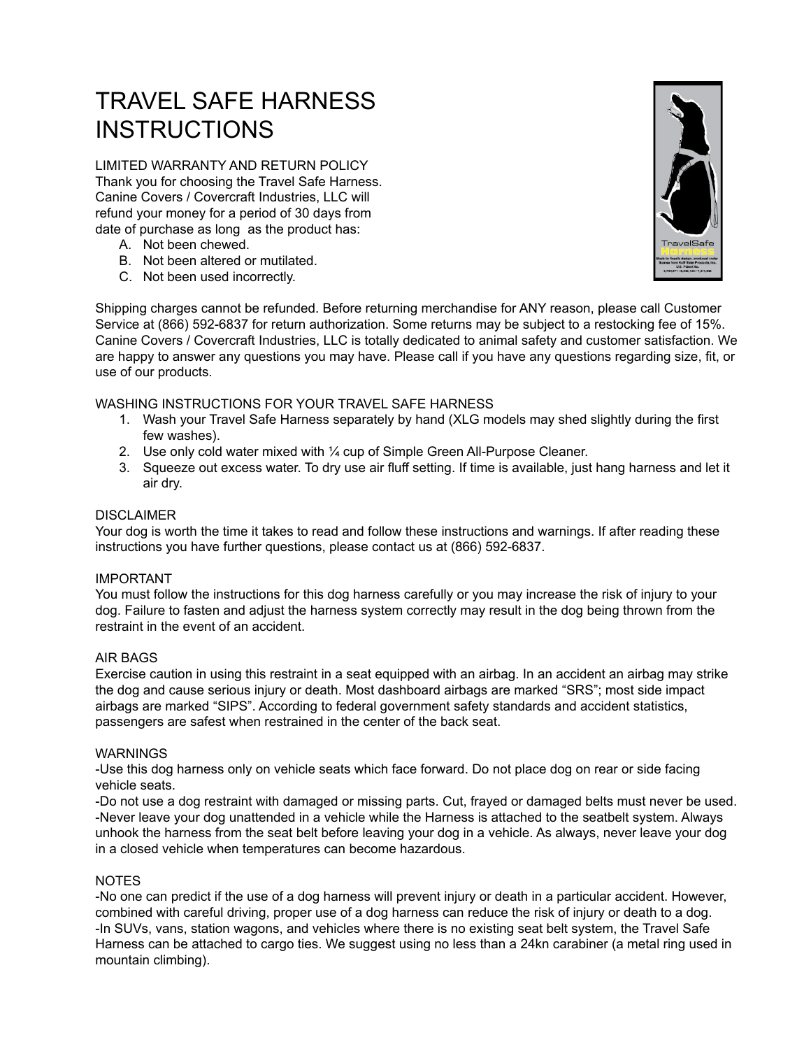# TRAVEL SAFE HARNESS INSTRUCTIONS

## LIMITED WARRANTY AND RETURN POLICY

Thank you for choosing the Travel Safe Harness. Canine Covers / Covercraft Industries, LLC will refund your money for a period of 30 days from date of purchase as long as the product has:

A. Not been chewed.
B. Not been altered or mutilated.
C. Not been used incorrectly.

Shipping charges cannot be refunded. Before returning merchandise for ANY reason, please call Customer Service at (866) 592-6837 for return authorization. Some returns may be subject to a restocking fee of 15%. Canine Covers / Covercraft Industries, LLC is totally dedicated to animal safety and customer satisfaction. We are happy to answer any questions you may have. Please call if you have any questions regarding size, fit, or use of our products.

## WASHING INSTRUCTIONS FOR YOUR TRAVEL SAFE HARNESS

1. Wash your Travel Safe Harness separately by hand (XLG models may shed slightly during the first few washes).
2. Use only cold water mixed with ¼ cup of Simple Green All-Purpose Cleaner.
3. Squeeze out excess water. To dry use air fluff setting. If time is available, just hang harness and let it air dry.

## DISCLAIMER

Your dog is worth the time it takes to read and follow these instructions and warnings. If after reading these instructions you have further questions, please contact us at (866) 592-6837.

## IMPORTANT

You must follow the instructions for this dog harness carefully or you may increase the risk of injury to your dog. Failure to fasten and adjust the harness system correctly may result in the dog being thrown from the restraint in the event of an accident.

## AIR BAGS

Exercise caution in using this restraint in a seat equipped with an airbag. In an accident an airbag may strike the dog and cause serious injury or death. Most dashboard airbags are marked "SRS"; most side impact airbags are marked "SIPS". According to federal government safety standards and accident statistics, passengers are safest when restrained in the center of the back seat.

## WARNINGS

-Use this dog harness only on vehicle seats which face forward. Do not place dog on rear or side facing vehicle seats.
-Do not use a dog restraint with damaged or missing parts. Cut, frayed or damaged belts must never be used.
-Never leave your dog unattended in a vehicle while the Harness is attached to the seatbelt system. Always unhook the harness from the seat belt before leaving your dog in a vehicle. As always, never leave your dog in a closed vehicle when temperatures can become hazardous.

## NOTES

-No one can predict if the use of a dog harness will prevent injury or death in a particular accident. However, combined with careful driving, proper use of a dog harness can reduce the risk of injury or death to a dog.
-In SUVs, vans, station wagons, and vehicles where there is no existing seat belt system, the Travel Safe Harness can be attached to cargo ties. We suggest using no less than a 24kn carabiner (a metal ring used in mountain climbing).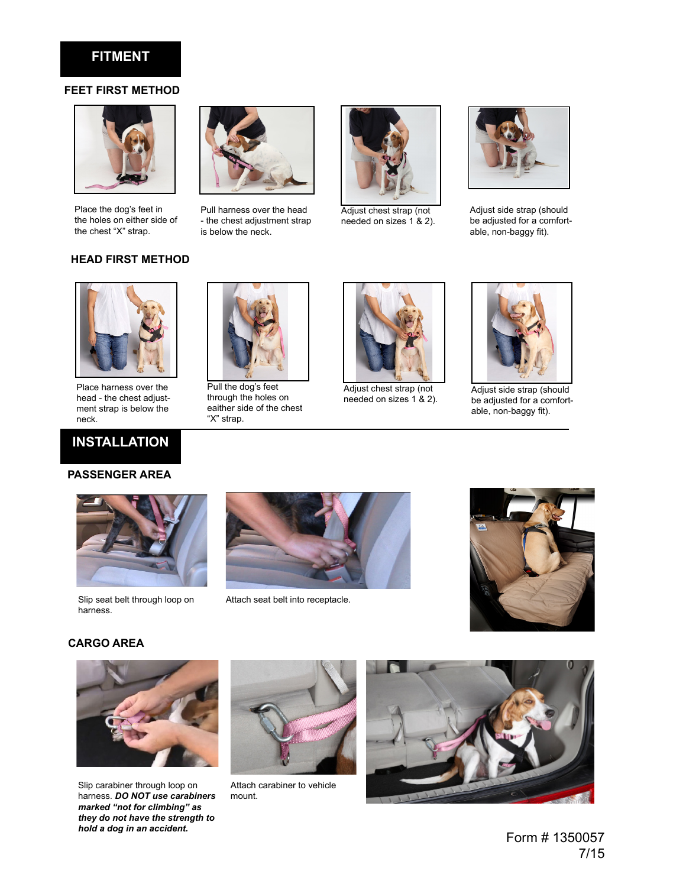# FITMENT

## FEET FIRST METHOD

Place the dog's feet in the holes on either side of the chest "X" strap.

Pull harness over the head - the chest adjustment strap is below the neck.

Adjust chest strap (not needed on sizes 1 & 2).

Adjust side strap (should be adjusted for a comfort-able, non-baggy fit).

## HEAD FIRST METHOD

Place harness over the head - the chest adjust-ment strap is below the neck.

Pull the dog's feet through the holes on eaither side of the chest "X" strap.

Adjust chest strap (not needed on sizes 1 & 2).

Adjust side strap (should be adjusted for a comfort-able, non-baggy fit).

# INSTALLATION

## PASSENGER AREA

Slip seat belt through loop on harness.

Attach seat belt into receptacle.

## CARGO AREA

Slip carabiner through loop on harness. ***DO NOT use carabiners marked "not for climbing" as they do not have the strength to hold a dog in an accident.***

Attach carabiner to vehicle mount.

Form # 1350057
7/15